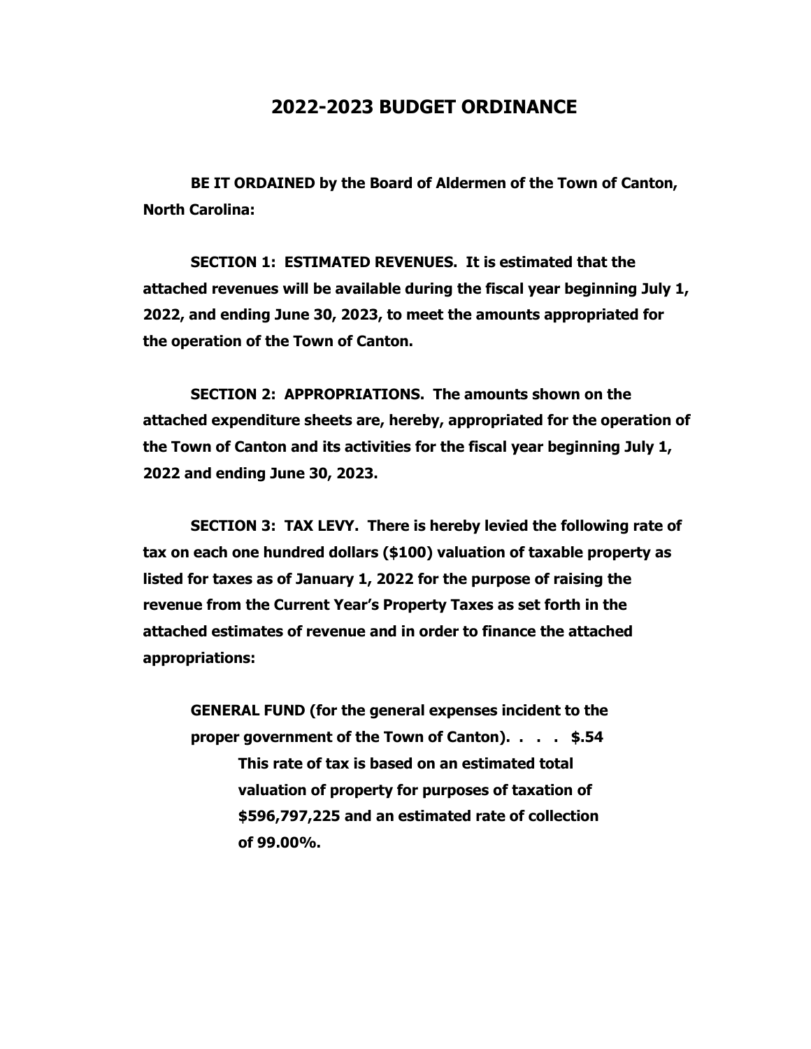# 2022-2023 BUDGET ORDINANCE

**BE IT ORDAINED by the Board of Aldermen of the Town of Canton, North Carolina:**

**SECTION 1: ESTIMATED REVENUES. It is estimated that the attached revenues will be available during the fiscal year beginning July 1, 2022, and ending June 30, 2023, to meet the amounts appropriated for the operation of the Town of Canton.**

**SECTION 2: APPROPRIATIONS. The amounts shown on the attached expenditure sheets are, hereby, appropriated for the operation of the Town of Canton and its activities for the fiscal year beginning July 1, 2022 and ending June 30, 2023.**

**SECTION 3: TAX LEVY. There is hereby levied the following rate of tax on each one hundred dollars ($100) valuation of taxable property as listed for taxes as of January 1, 2022 for the purpose of raising the revenue from the Current Year's Property Taxes as set forth in the attached estimates of revenue and in order to finance the attached appropriations:**

**GENERAL FUND (for the general expenses incident to the proper government of the Town of Canton). . . . $.54**

**This rate of tax is based on an estimated total valuation of property for purposes of taxation of $596,797,225 and an estimated rate of collection of 99.00%.**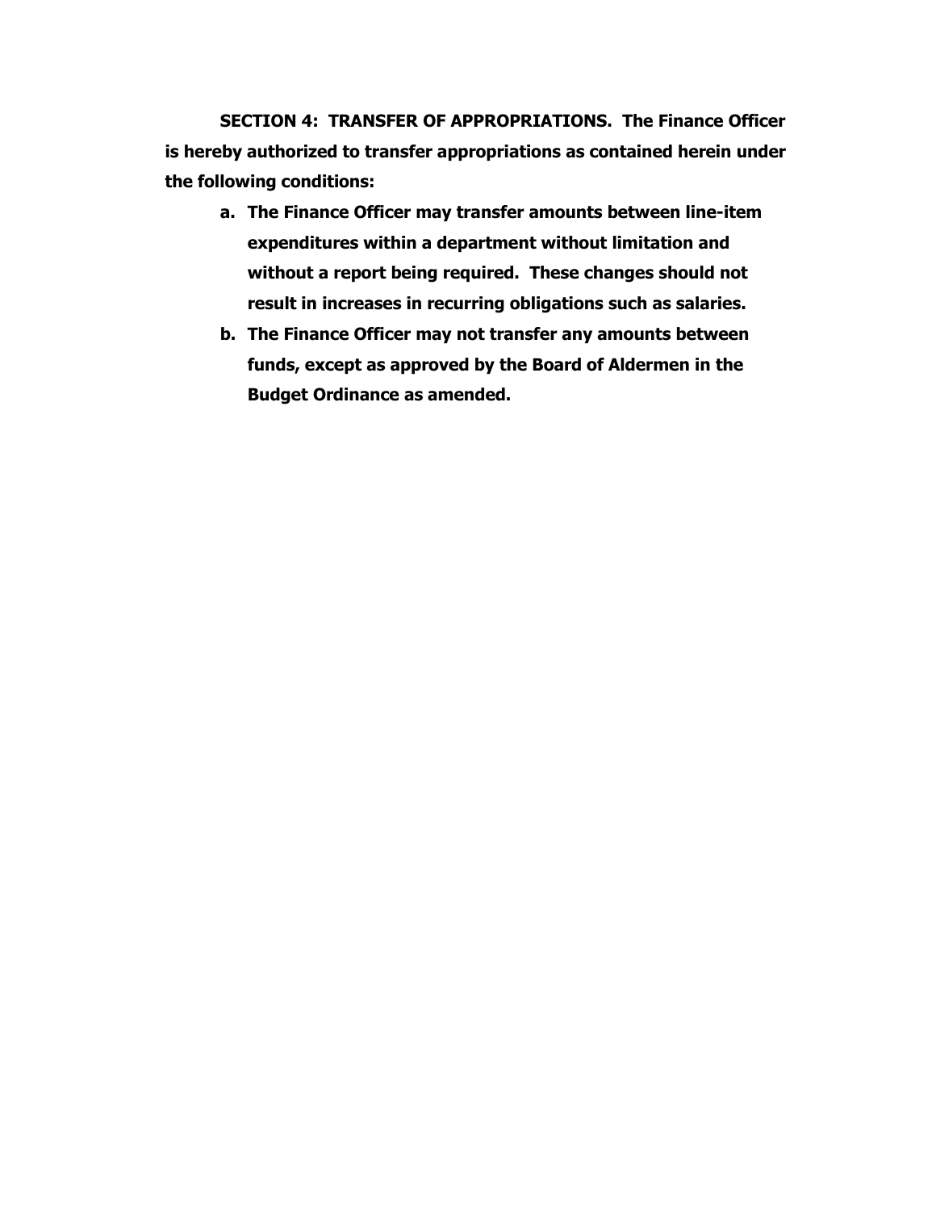**SECTION 4: TRANSFER OF APPROPRIATIONS. The Finance Officer is hereby authorized to transfer appropriations as contained herein under the following conditions:**

**a. The Finance Officer may transfer amounts between line-item expenditures within a department without limitation and without a report being required. These changes should not result in increases in recurring obligations such as salaries.**

**b. The Finance Officer may not transfer any amounts between funds, except as approved by the Board of Aldermen in the Budget Ordinance as amended.**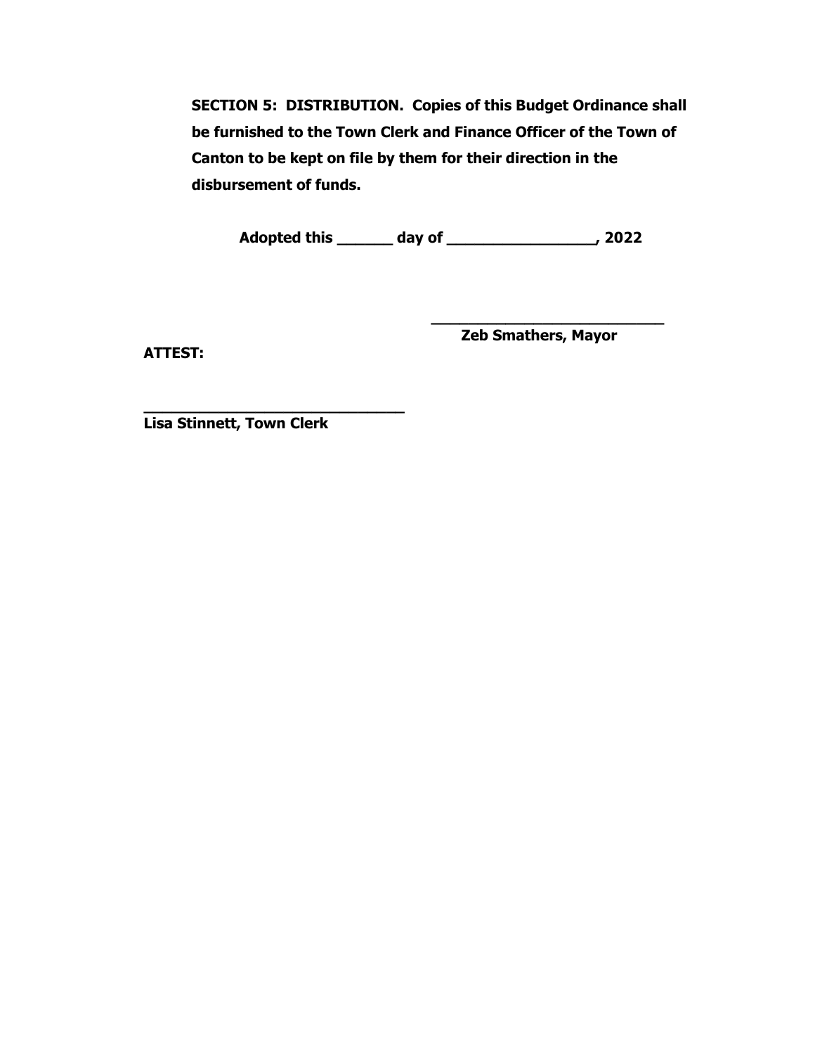**SECTION 5: DISTRIBUTION. Copies of this Budget Ordinance shall be furnished to the Town Clerk and Finance Officer of the Town of Canton to be kept on file by them for their direction in the disbursement of funds.**

**Adopted this ______ day of ________________, 2022**

**___________________________**
**Zeb Smathers, Mayor**

**ATTEST:**

**______________________________**
**Lisa Stinnett, Town Clerk**